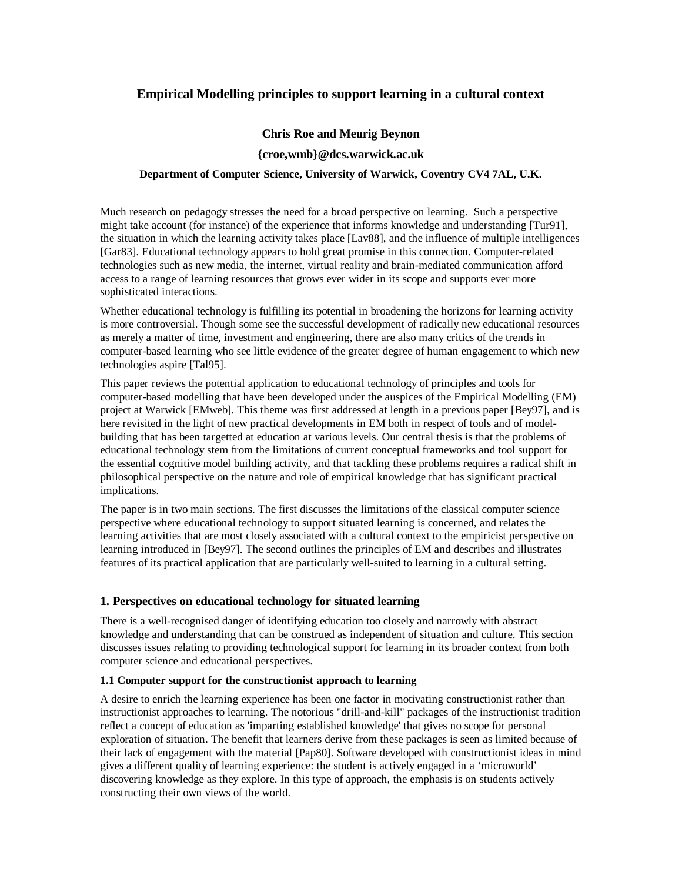# Empirical Modelling principles to support learning in a cultural context

**Chris Roe and Meurig Beynon**

**{croe,wmb}@dcs.warwick.ac.uk**

**Department of Computer Science, University of Warwick, Coventry CV4 7AL, U.K.**

Much research on pedagogy stresses the need for a broad perspective on learning. Such a perspective might take account (for instance) of the experience that informs knowledge and understanding [Tur91], the situation in which the learning activity takes place [Lav88], and the influence of multiple intelligences [Gar83]. Educational technology appears to hold great promise in this connection. Computer-related technologies such as new media, the internet, virtual reality and brain-mediated communication afford access to a range of learning resources that grows ever wider in its scope and supports ever more sophisticated interactions.

Whether educational technology is fulfilling its potential in broadening the horizons for learning activity is more controversial. Though some see the successful development of radically new educational resources as merely a matter of time, investment and engineering, there are also many critics of the trends in computer-based learning who see little evidence of the greater degree of human engagement to which new technologies aspire [Tal95].

This paper reviews the potential application to educational technology of principles and tools for computer-based modelling that have been developed under the auspices of the Empirical Modelling (EM) project at Warwick [EMweb]. This theme was first addressed at length in a previous paper [Bey97], and is here revisited in the light of new practical developments in EM both in respect of tools and of model-building that has been targetted at education at various levels. Our central thesis is that the problems of educational technology stem from the limitations of current conceptual frameworks and tool support for the essential cognitive model building activity, and that tackling these problems requires a radical shift in philosophical perspective on the nature and role of empirical knowledge that has significant practical implications.

The paper is in two main sections. The first discusses the limitations of the classical computer science perspective where educational technology to support situated learning is concerned, and relates the learning activities that are most closely associated with a cultural context to the empiricist perspective on learning introduced in [Bey97]. The second outlines the principles of EM and describes and illustrates features of its practical application that are particularly well-suited to learning in a cultural setting.

## 1. Perspectives on educational technology for situated learning

There is a well-recognised danger of identifying education too closely and narrowly with abstract knowledge and understanding that can be construed as independent of situation and culture. This section discusses issues relating to providing technological support for learning in its broader context from both computer science and educational perspectives.

### 1.1 Computer support for the constructionist approach to learning

A desire to enrich the learning experience has been one factor in motivating constructionist rather than instructionist approaches to learning. The notorious "drill-and-kill" packages of the instructionist tradition reflect a concept of education as 'imparting established knowledge' that gives no scope for personal exploration of situation. The benefit that learners derive from these packages is seen as limited because of their lack of engagement with the material [Pap80]. Software developed with constructionist ideas in mind gives a different quality of learning experience: the student is actively engaged in a 'microworld' discovering knowledge as they explore. In this type of approach, the emphasis is on students actively constructing their own views of the world.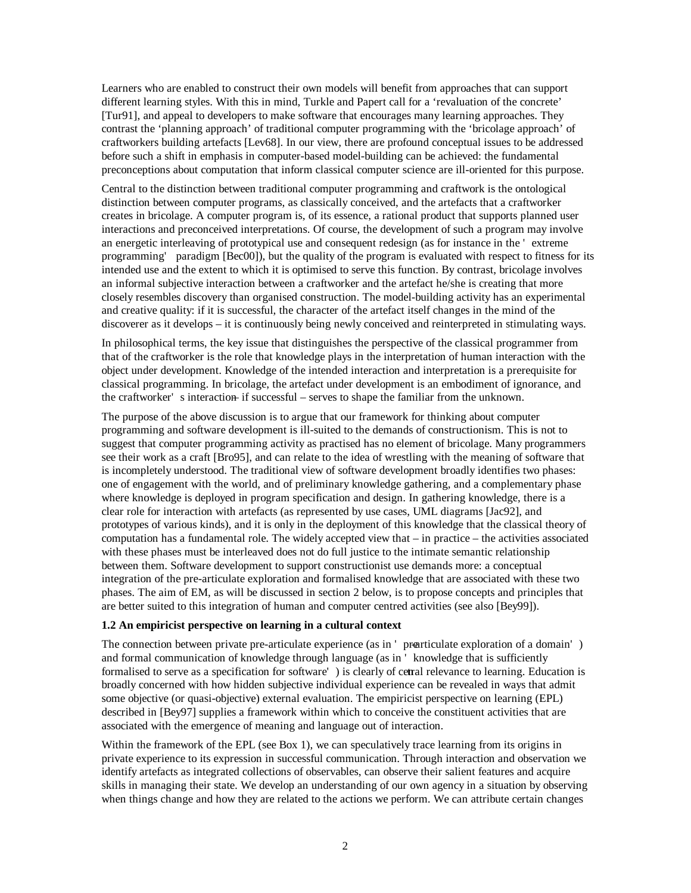Learners who are enabled to construct their own models will benefit from approaches that can support different learning styles. With this in mind, Turkle and Papert call for a 'revaluation of the concrete' [Tur91], and appeal to developers to make software that encourages many learning approaches. They contrast the 'planning approach' of traditional computer programming with the 'bricolage approach' of craftworkers building artefacts [Lev68]. In our view, there are profound conceptual issues to be addressed before such a shift in emphasis in computer-based model-building can be achieved: the fundamental preconceptions about computation that inform classical computer science are ill-oriented for this purpose.

Central to the distinction between traditional computer programming and craftwork is the ontological distinction between computer programs, as classically conceived, and the artefacts that a craftworker creates in bricolage. A computer program is, of its essence, a rational product that supports planned user interactions and preconceived interpretations. Of course, the development of such a program may involve an energetic interleaving of prototypical use and consequent redesign (as for instance in the 'extreme programming' paradigm [Bec00]), but the quality of the program is evaluated with respect to fitness for its intended use and the extent to which it is optimised to serve this function. By contrast, bricolage involves an informal subjective interaction between a craftworker and the artefact he/she is creating that more closely resembles discovery than organised construction. The model-building activity has an experimental and creative quality: if it is successful, the character of the artefact itself changes in the mind of the discoverer as it develops – it is continuously being newly conceived and reinterpreted in stimulating ways.

In philosophical terms, the key issue that distinguishes the perspective of the classical programmer from that of the craftworker is the role that knowledge plays in the interpretation of human interaction with the object under development. Knowledge of the intended interaction and interpretation is a prerequisite for classical programming. In bricolage, the artefact under development is an embodiment of ignorance, and the craftworker's interaction – if successful – serves to shape the familiar from the unknown.

The purpose of the above discussion is to argue that our framework for thinking about computer programming and software development is ill-suited to the demands of constructionism. This is not to suggest that computer programming activity as practised has no element of bricolage. Many programmers see their work as a craft [Bro95], and can relate to the idea of wrestling with the meaning of software that is incompletely understood. The traditional view of software development broadly identifies two phases: one of engagement with the world, and of preliminary knowledge gathering, and a complementary phase where knowledge is deployed in program specification and design. In gathering knowledge, there is a clear role for interaction with artefacts (as represented by use cases, UML diagrams [Jac92], and prototypes of various kinds), and it is only in the deployment of this knowledge that the classical theory of computation has a fundamental role. The widely accepted view that – in practice – the activities associated with these phases must be interleaved does not do full justice to the intimate semantic relationship between them. Software development to support constructionist use demands more: a conceptual integration of the pre-articulate exploration and formalised knowledge that are associated with these two phases. The aim of EM, as will be discussed in section 2 below, is to propose concepts and principles that are better suited to this integration of human and computer centred activities (see also [Bey99]).

**1.2 An empiricist perspective on learning in a cultural context**

The connection between private pre-articulate experience (as in 'pre-articulate exploration of a domain') and formal communication of knowledge through language (as in 'knowledge that is sufficiently formalised to serve as a specification for software') is clearly of central relevance to learning. Education is broadly concerned with how hidden subjective individual experience can be revealed in ways that admit some objective (or quasi-objective) external evaluation. The empiricist perspective on learning (EPL) described in [Bey97] supplies a framework within which to conceive the constituent activities that are associated with the emergence of meaning and language out of interaction.

Within the framework of the EPL (see Box 1), we can speculatively trace learning from its origins in private experience to its expression in successful communication. Through interaction and observation we identify artefacts as integrated collections of observables, can observe their salient features and acquire skills in managing their state. We develop an understanding of our own agency in a situation by observing when things change and how they are related to the actions we perform. We can attribute certain changes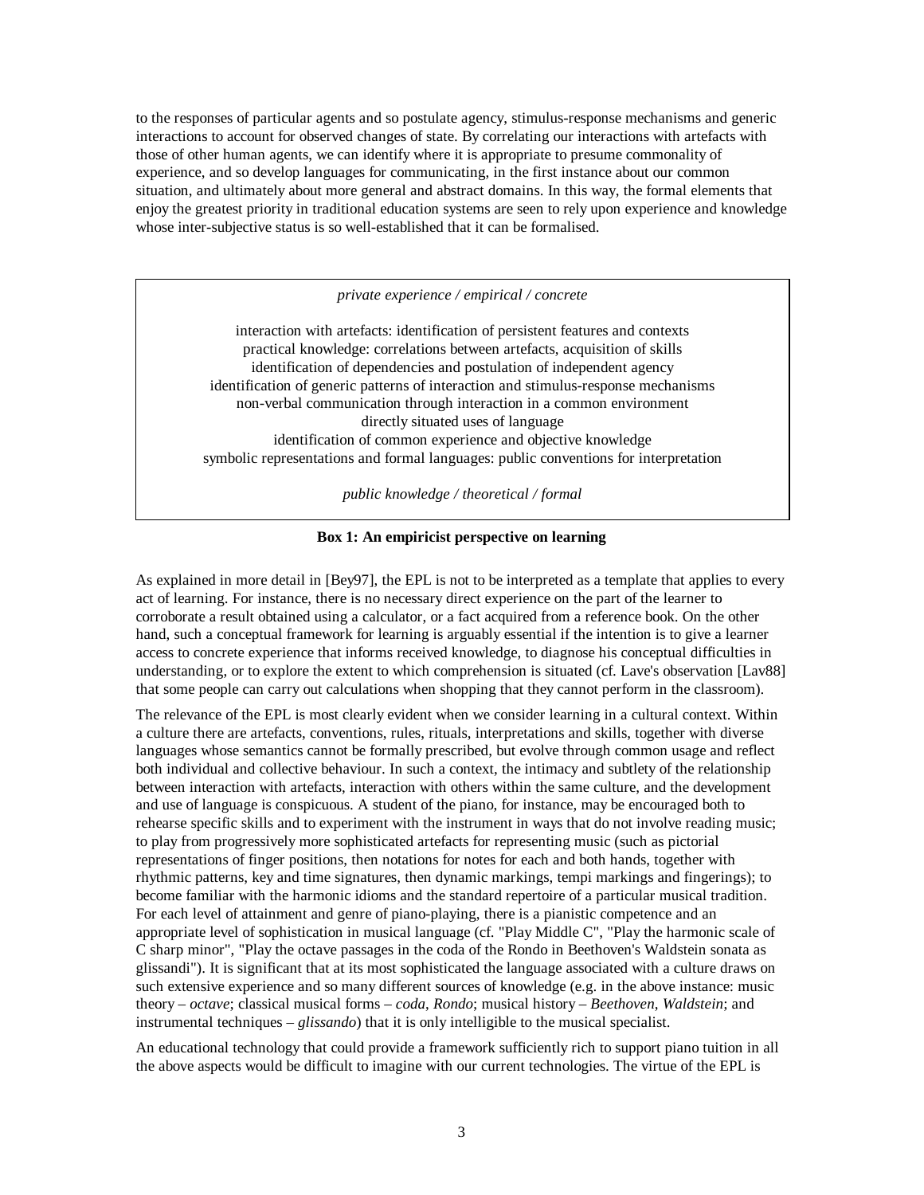to the responses of particular agents and so postulate agency, stimulus-response mechanisms and generic interactions to account for observed changes of state. By correlating our interactions with artefacts with those of other human agents, we can identify where it is appropriate to presume commonality of experience, and so develop languages for communicating, in the first instance about our common situation, and ultimately about more general and abstract domains. In this way, the formal elements that enjoy the greatest priority in traditional education systems are seen to rely upon experience and knowledge whose inter-subjective status is so well-established that it can be formalised.

*private experience / empirical / concrete*

interaction with artefacts: identification of persistent features and contexts
practical knowledge: correlations between artefacts, acquisition of skills
identification of dependencies and postulation of independent agency
identification of generic patterns of interaction and stimulus-response mechanisms
non-verbal communication through interaction in a common environment
directly situated uses of language
identification of common experience and objective knowledge
symbolic representations and formal languages: public conventions for interpretation

*public knowledge / theoretical / formal*

**Box 1: An empiricist perspective on learning**

As explained in more detail in [Bey97], the EPL is not to be interpreted as a template that applies to every act of learning. For instance, there is no necessary direct experience on the part of the learner to corroborate a result obtained using a calculator, or a fact acquired from a reference book. On the other hand, such a conceptual framework for learning is arguably essential if the intention is to give a learner access to concrete experience that informs received knowledge, to diagnose his conceptual difficulties in understanding, or to explore the extent to which comprehension is situated (cf. Lave's observation [Lav88] that some people can carry out calculations when shopping that they cannot perform in the classroom).

The relevance of the EPL is most clearly evident when we consider learning in a cultural context. Within a culture there are artefacts, conventions, rules, rituals, interpretations and skills, together with diverse languages whose semantics cannot be formally prescribed, but evolve through common usage and reflect both individual and collective behaviour. In such a context, the intimacy and subtlety of the relationship between interaction with artefacts, interaction with others within the same culture, and the development and use of language is conspicuous. A student of the piano, for instance, may be encouraged both to rehearse specific skills and to experiment with the instrument in ways that do not involve reading music; to play from progressively more sophisticated artefacts for representing music (such as pictorial representations of finger positions, then notations for notes for each and both hands, together with rhythmic patterns, key and time signatures, then dynamic markings, tempi markings and fingerings); to become familiar with the harmonic idioms and the standard repertoire of a particular musical tradition. For each level of attainment and genre of piano-playing, there is a pianistic competence and an appropriate level of sophistication in musical language (cf. "Play Middle C", "Play the harmonic scale of C sharp minor", "Play the octave passages in the coda of the Rondo in Beethoven's Waldstein sonata as glissandi"). It is significant that at its most sophisticated the language associated with a culture draws on such extensive experience and so many different sources of knowledge (e.g. in the above instance: music theory – *octave*; classical musical forms – *coda*, *Rondo*; musical history – *Beethoven*, *Waldstein*; and instrumental techniques – *glissando*) that it is only intelligible to the musical specialist.

An educational technology that could provide a framework sufficiently rich to support piano tuition in all the above aspects would be difficult to imagine with our current technologies. The virtue of the EPL is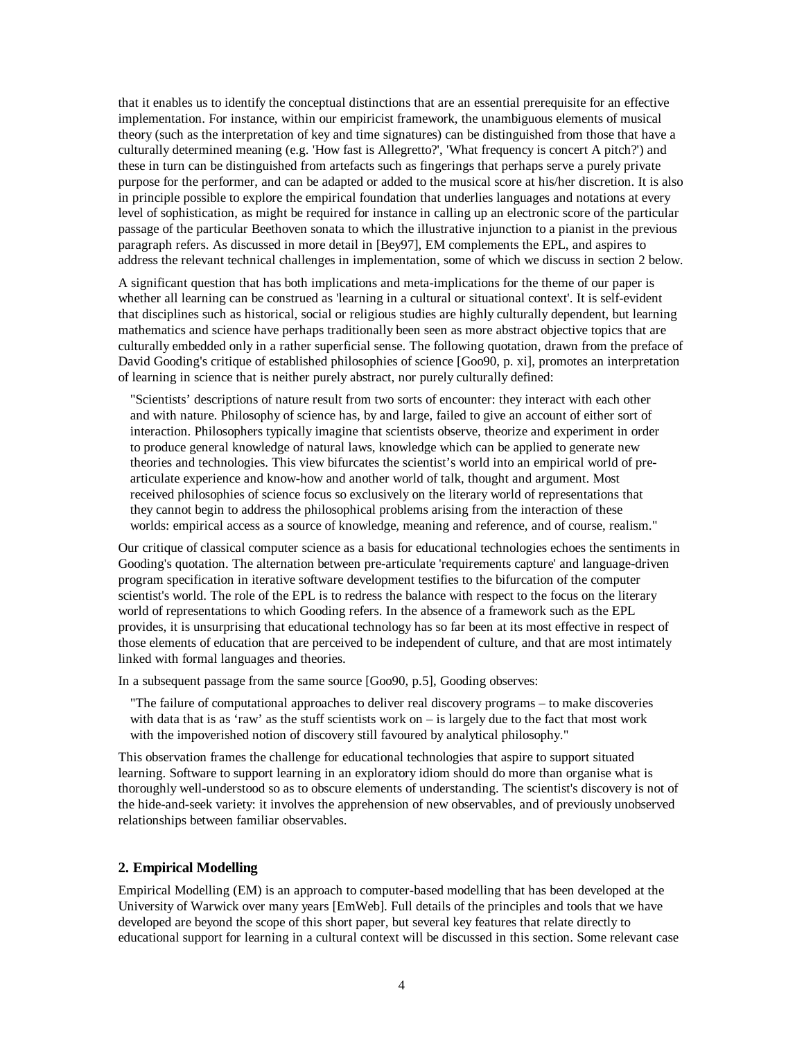that it enables us to identify the conceptual distinctions that are an essential prerequisite for an effective implementation. For instance, within our empiricist framework, the unambiguous elements of musical theory (such as the interpretation of key and time signatures) can be distinguished from those that have a culturally determined meaning (e.g. 'How fast is Allegretto?', 'What frequency is concert A pitch?') and these in turn can be distinguished from artefacts such as fingerings that perhaps serve a purely private purpose for the performer, and can be adapted or added to the musical score at his/her discretion. It is also in principle possible to explore the empirical foundation that underlies languages and notations at every level of sophistication, as might be required for instance in calling up an electronic score of the particular passage of the particular Beethoven sonata to which the illustrative injunction to a pianist in the previous paragraph refers. As discussed in more detail in [Bey97], EM complements the EPL, and aspires to address the relevant technical challenges in implementation, some of which we discuss in section 2 below.

A significant question that has both implications and meta-implications for the theme of our paper is whether all learning can be construed as 'learning in a cultural or situational context'. It is self-evident that disciplines such as historical, social or religious studies are highly culturally dependent, but learning mathematics and science have perhaps traditionally been seen as more abstract objective topics that are culturally embedded only in a rather superficial sense. The following quotation, drawn from the preface of David Gooding's critique of established philosophies of science [Goo90, p. xi], promotes an interpretation of learning in science that is neither purely abstract, nor purely culturally defined:

> "Scientists' descriptions of nature result from two sorts of encounter: they interact with each other and with nature. Philosophy of science has, by and large, failed to give an account of either sort of interaction. Philosophers typically imagine that scientists observe, theorize and experiment in order to produce general knowledge of natural laws, knowledge which can be applied to generate new theories and technologies. This view bifurcates the scientist's world into an empirical world of pre-articulate experience and know-how and another world of talk, thought and argument. Most received philosophies of science focus so exclusively on the literary world of representations that they cannot begin to address the philosophical problems arising from the interaction of these worlds: empirical access as a source of knowledge, meaning and reference, and of course, realism."

Our critique of classical computer science as a basis for educational technologies echoes the sentiments in Gooding's quotation. The alternation between pre-articulate 'requirements capture' and language-driven program specification in iterative software development testifies to the bifurcation of the computer scientist's world. The role of the EPL is to redress the balance with respect to the focus on the literary world of representations to which Gooding refers. In the absence of a framework such as the EPL provides, it is unsurprising that educational technology has so far been at its most effective in respect of those elements of education that are perceived to be independent of culture, and that are most intimately linked with formal languages and theories.

In a subsequent passage from the same source [Goo90, p.5], Gooding observes:

> "The failure of computational approaches to deliver real discovery programs – to make discoveries with data that is as 'raw' as the stuff scientists work on – is largely due to the fact that most work with the impoverished notion of discovery still favoured by analytical philosophy."

This observation frames the challenge for educational technologies that aspire to support situated learning. Software to support learning in an exploratory idiom should do more than organise what is thoroughly well-understood so as to obscure elements of understanding. The scientist's discovery is not of the hide-and-seek variety: it involves the apprehension of new observables, and of previously unobserved relationships between familiar observables.

## 2. Empirical Modelling

Empirical Modelling (EM) is an approach to computer-based modelling that has been developed at the University of Warwick over many years [EmWeb]. Full details of the principles and tools that we have developed are beyond the scope of this short paper, but several key features that relate directly to educational support for learning in a cultural context will be discussed in this section. Some relevant case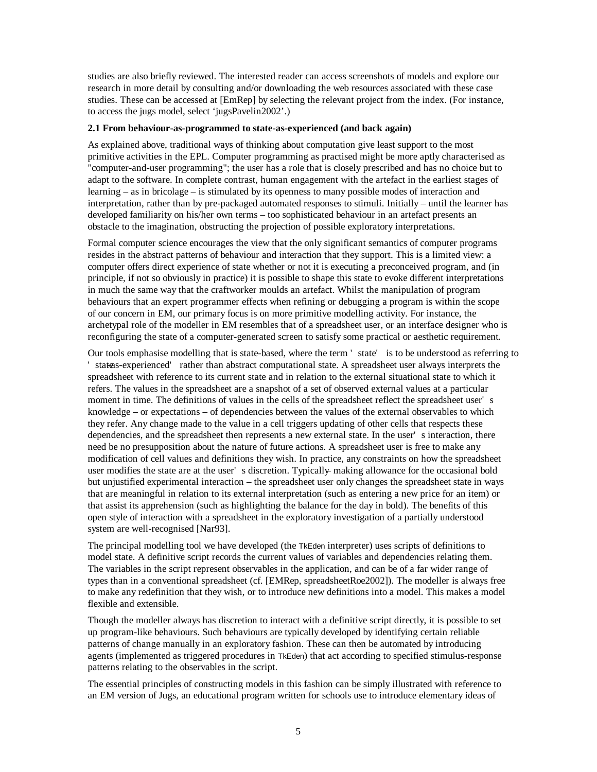studies are also briefly reviewed. The interested reader can access screenshots of models and explore our research in more detail by consulting and/or downloading the web resources associated with these case studies. These can be accessed at [EmRep] by selecting the relevant project from the index. (For instance, to access the jugs model, select 'jugsPavelin2002'.)

### 2.1 From behaviour-as-programmed to state-as-experienced (and back again)

As explained above, traditional ways of thinking about computation give least support to the most primitive activities in the EPL. Computer programming as practised might be more aptly characterised as "computer-and-user programming"; the user has a role that is closely prescribed and has no choice but to adapt to the software. In complete contrast, human engagement with the artefact in the earliest stages of learning – as in bricolage – is stimulated by its openness to many possible modes of interaction and interpretation, rather than by pre-packaged automated responses to stimuli. Initially – until the learner has developed familiarity on his/her own terms – too sophisticated behaviour in an artefact presents an obstacle to the imagination, obstructing the projection of possible exploratory interpretations.

Formal computer science encourages the view that the only significant semantics of computer programs resides in the abstract patterns of behaviour and interaction that they support. This is a limited view: a computer offers direct experience of state whether or not it is executing a preconceived program, and (in principle, if not so obviously in practice) it is possible to shape this state to evoke different interpretations in much the same way that the craftworker moulds an artefact. Whilst the manipulation of program behaviours that an expert programmer effects when refining or debugging a program is within the scope of our concern in EM, our primary focus is on more primitive modelling activity. For instance, the archetypal role of the modeller in EM resembles that of a spreadsheet user, or an interface designer who is reconfiguring the state of a computer-generated screen to satisfy some practical or aesthetic requirement.

Our tools emphasise modelling that is state-based, where the term 'state' is to be understood as referring to 'state-as-experienced' rather than abstract computational state. A spreadsheet user always interprets the spreadsheet with reference to its current state and in relation to the external situational state to which it refers. The values in the spreadsheet are a snapshot of a set of observed external values at a particular moment in time. The definitions of values in the cells of the spreadsheet reflect the spreadsheet user's knowledge – or expectations – of dependencies between the values of the external observables to which they refer. Any change made to the value in a cell triggers updating of other cells that respects these dependencies, and the spreadsheet then represents a new external state. In the user's interaction, there need be no presupposition about the nature of future actions. A spreadsheet user is free to make any modification of cell values and definitions they wish. In practice, any constraints on how the spreadsheet user modifies the state are at the user's discretion. Typically – making allowance for the occasional bold but unjustified experimental interaction – the spreadsheet user only changes the spreadsheet state in ways that are meaningful in relation to its external interpretation (such as entering a new price for an item) or that assist its apprehension (such as highlighting the balance for the day in bold). The benefits of this open style of interaction with a spreadsheet in the exploratory investigation of a partially understood system are well-recognised [Nar93].

The principal modelling tool we have developed (the TkEden interpreter) uses scripts of definitions to model state. A definitive script records the current values of variables and dependencies relating them. The variables in the script represent observables in the application, and can be of a far wider range of types than in a conventional spreadsheet (cf. [EMRep, spreadsheetRoe2002]). The modeller is always free to make any redefinition that they wish, or to introduce new definitions into a model. This makes a model flexible and extensible.

Though the modeller always has discretion to interact with a definitive script directly, it is possible to set up program-like behaviours. Such behaviours are typically developed by identifying certain reliable patterns of change manually in an exploratory fashion. These can then be automated by introducing agents (implemented as triggered procedures in TkEden) that act according to specified stimulus-response patterns relating to the observables in the script.

The essential principles of constructing models in this fashion can be simply illustrated with reference to an EM version of Jugs, an educational program written for schools use to introduce elementary ideas of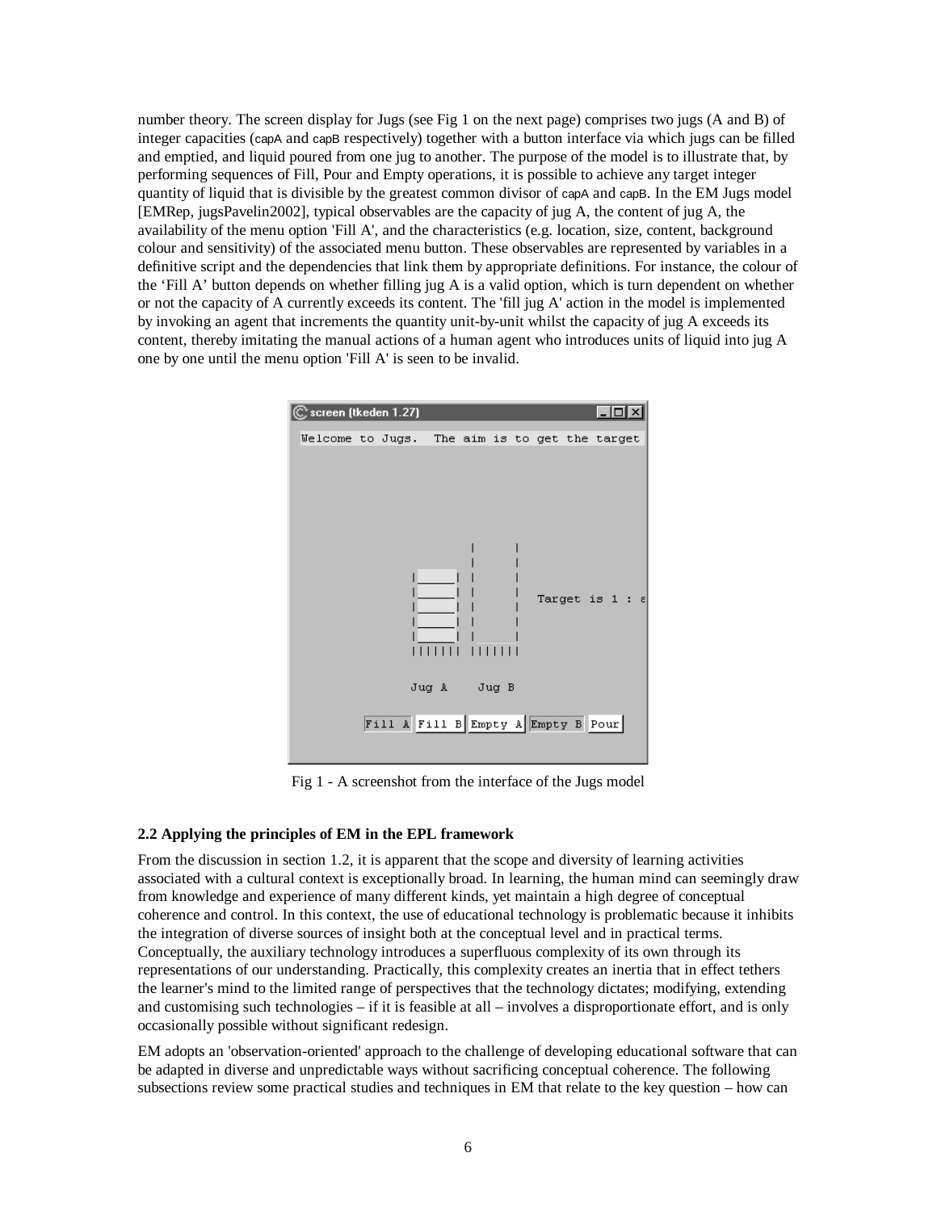number theory. The screen display for Jugs (see Fig 1 on the next page) comprises two jugs (A and B) of integer capacities (capA and capB respectively) together with a button interface via which jugs can be filled and emptied, and liquid poured from one jug to another. The purpose of the model is to illustrate that, by performing sequences of Fill, Pour and Empty operations, it is possible to achieve any target integer quantity of liquid that is divisible by the greatest common divisor of capA and capB. In the EM Jugs model [EMRep, jugsPavelin2002], typical observables are the capacity of jug A, the content of jug A, the availability of the menu option 'Fill A', and the characteristics (e.g. location, size, content, background colour and sensitivity) of the associated menu button. These observables are represented by variables in a definitive script and the dependencies that link them by appropriate definitions. For instance, the colour of the 'Fill A' button depends on whether filling jug A is a valid option, which is turn dependent on whether or not the capacity of A currently exceeds its content. The 'fill jug A' action in the model is implemented by invoking an agent that increments the quantity unit-by-unit whilst the capacity of jug A exceeds its content, thereby imitating the manual actions of a human agent who introduces units of liquid into jug A one by one until the menu option 'Fill A' is seen to be invalid.

Fig 1 - A screenshot from the interface of the Jugs model

### 2.2 Applying the principles of EM in the EPL framework

From the discussion in section 1.2, it is apparent that the scope and diversity of learning activities associated with a cultural context is exceptionally broad. In learning, the human mind can seemingly draw from knowledge and experience of many different kinds, yet maintain a high degree of conceptual coherence and control. In this context, the use of educational technology is problematic because it inhibits the integration of diverse sources of insight both at the conceptual level and in practical terms. Conceptually, the auxiliary technology introduces a superfluous complexity of its own through its representations of our understanding. Practically, this complexity creates an inertia that in effect tethers the learner's mind to the limited range of perspectives that the technology dictates; modifying, extending and customising such technologies – if it is feasible at all – involves a disproportionate effort, and is only occasionally possible without significant redesign.

EM adopts an 'observation-oriented' approach to the challenge of developing educational software that can be adapted in diverse and unpredictable ways without sacrificing conceptual coherence. The following subsections review some practical studies and techniques in EM that relate to the key question – how can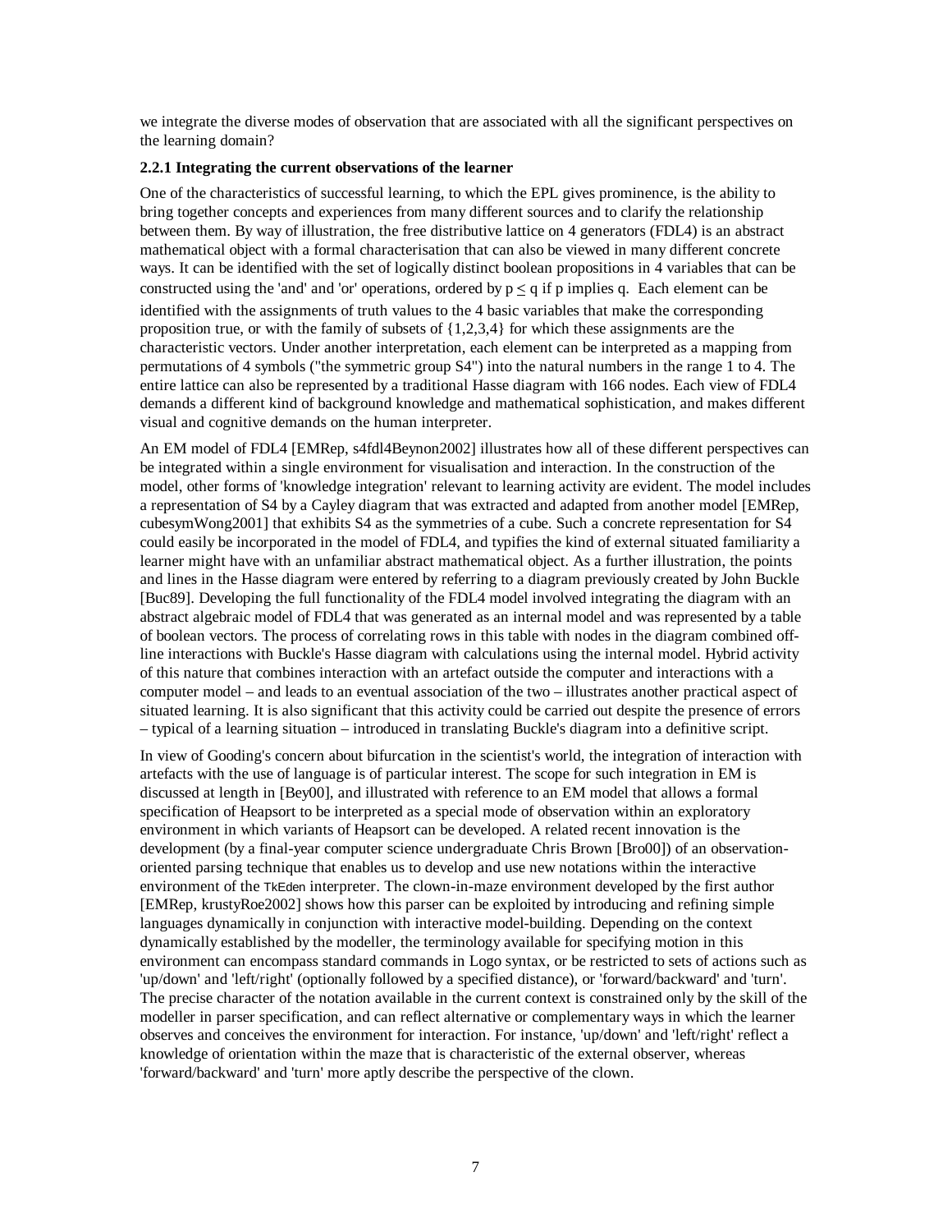we integrate the diverse modes of observation that are associated with all the significant perspectives on the learning domain?

### 2.2.1 Integrating the current observations of the learner

One of the characteristics of successful learning, to which the EPL gives prominence, is the ability to bring together concepts and experiences from many different sources and to clarify the relationship between them. By way of illustration, the free distributive lattice on 4 generators (FDL4) is an abstract mathematical object with a formal characterisation that can also be viewed in many different concrete ways. It can be identified with the set of logically distinct boolean propositions in 4 variables that can be constructed using the 'and' and 'or' operations, ordered by $p \leq q$ if p implies q. Each element can be identified with the assignments of truth values to the 4 basic variables that make the corresponding proposition true, or with the family of subsets of {1,2,3,4} for which these assignments are the characteristic vectors. Under another interpretation, each element can be interpreted as a mapping from permutations of 4 symbols ("the symmetric group S4") into the natural numbers in the range 1 to 4. The entire lattice can also be represented by a traditional Hasse diagram with 166 nodes. Each view of FDL4 demands a different kind of background knowledge and mathematical sophistication, and makes different visual and cognitive demands on the human interpreter.

An EM model of FDL4 [EMRep, s4fdl4Beynon2002] illustrates how all of these different perspectives can be integrated within a single environment for visualisation and interaction. In the construction of the model, other forms of 'knowledge integration' relevant to learning activity are evident. The model includes a representation of S4 by a Cayley diagram that was extracted and adapted from another model [EMRep, cubesymWong2001] that exhibits S4 as the symmetries of a cube. Such a concrete representation for S4 could easily be incorporated in the model of FDL4, and typifies the kind of external situated familiarity a learner might have with an unfamiliar abstract mathematical object. As a further illustration, the points and lines in the Hasse diagram were entered by referring to a diagram previously created by John Buckle [Buc89]. Developing the full functionality of the FDL4 model involved integrating the diagram with an abstract algebraic model of FDL4 that was generated as an internal model and was represented by a table of boolean vectors. The process of correlating rows in this table with nodes in the diagram combined off-line interactions with Buckle's Hasse diagram with calculations using the internal model. Hybrid activity of this nature that combines interaction with an artefact outside the computer and interactions with a computer model – and leads to an eventual association of the two – illustrates another practical aspect of situated learning. It is also significant that this activity could be carried out despite the presence of errors – typical of a learning situation – introduced in translating Buckle's diagram into a definitive script.

In view of Gooding's concern about bifurcation in the scientist's world, the integration of interaction with artefacts with the use of language is of particular interest. The scope for such integration in EM is discussed at length in [Bey00], and illustrated with reference to an EM model that allows a formal specification of Heapsort to be interpreted as a special mode of observation within an exploratory environment in which variants of Heapsort can be developed. A related recent innovation is the development (by a final-year computer science undergraduate Chris Brown [Bro00]) of an observation-oriented parsing technique that enables us to develop and use new notations within the interactive environment of the TkEden interpreter. The clown-in-maze environment developed by the first author [EMRep, krustyRoe2002] shows how this parser can be exploited by introducing and refining simple languages dynamically in conjunction with interactive model-building. Depending on the context dynamically established by the modeller, the terminology available for specifying motion in this environment can encompass standard commands in Logo syntax, or be restricted to sets of actions such as 'up/down' and 'left/right' (optionally followed by a specified distance), or 'forward/backward' and 'turn'. The precise character of the notation available in the current context is constrained only by the skill of the modeller in parser specification, and can reflect alternative or complementary ways in which the learner observes and conceives the environment for interaction. For instance, 'up/down' and 'left/right' reflect a knowledge of orientation within the maze that is characteristic of the external observer, whereas 'forward/backward' and 'turn' more aptly describe the perspective of the clown.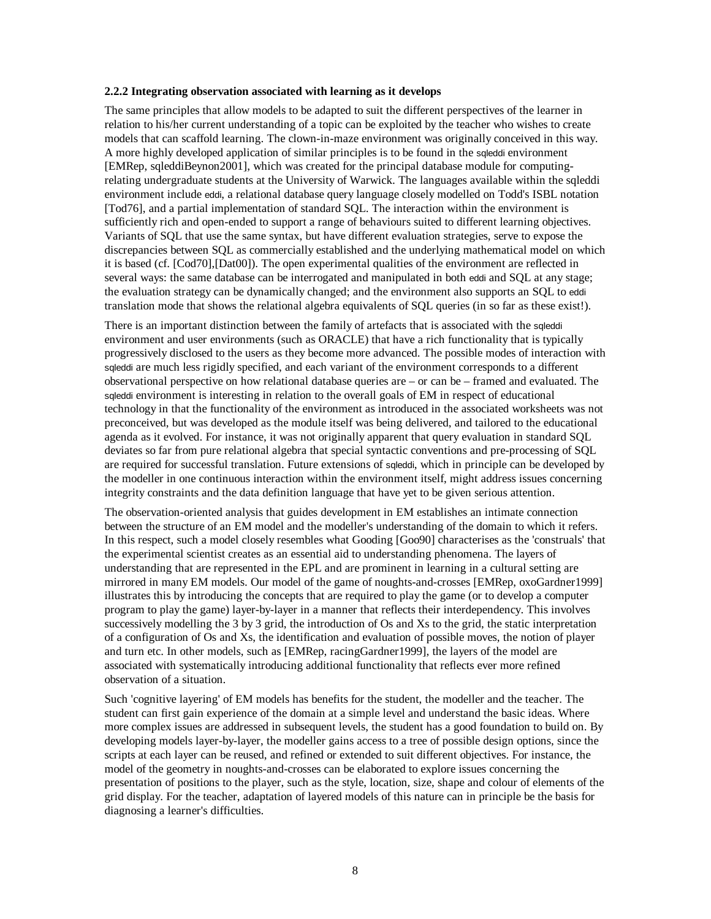#### 2.2.2 Integrating observation associated with learning as it develops

The same principles that allow models to be adapted to suit the different perspectives of the learner in relation to his/her current understanding of a topic can be exploited by the teacher who wishes to create models that can scaffold learning. The clown-in-maze environment was originally conceived in this way. A more highly developed application of similar principles is to be found in the sqleddi environment [EMRep, sqleddiBeynon2001], which was created for the principal database module for computing-relating undergraduate students at the University of Warwick. The languages available within the sqleddi environment include eddi, a relational database query language closely modelled on Todd's ISBL notation [Tod76], and a partial implementation of standard SQL. The interaction within the environment is sufficiently rich and open-ended to support a range of behaviours suited to different learning objectives. Variants of SQL that use the same syntax, but have different evaluation strategies, serve to expose the discrepancies between SQL as commercially established and the underlying mathematical model on which it is based (cf. [Cod70],[Dat00]). The open experimental qualities of the environment are reflected in several ways: the same database can be interrogated and manipulated in both eddi and SQL at any stage; the evaluation strategy can be dynamically changed; and the environment also supports an SQL to eddi translation mode that shows the relational algebra equivalents of SQL queries (in so far as these exist!).

There is an important distinction between the family of artefacts that is associated with the sqleddi environment and user environments (such as ORACLE) that have a rich functionality that is typically progressively disclosed to the users as they become more advanced. The possible modes of interaction with sqleddi are much less rigidly specified, and each variant of the environment corresponds to a different observational perspective on how relational database queries are – or can be – framed and evaluated. The sqleddi environment is interesting in relation to the overall goals of EM in respect of educational technology in that the functionality of the environment as introduced in the associated worksheets was not preconceived, but was developed as the module itself was being delivered, and tailored to the educational agenda as it evolved. For instance, it was not originally apparent that query evaluation in standard SQL deviates so far from pure relational algebra that special syntactic conventions and pre-processing of SQL are required for successful translation. Future extensions of sqleddi, which in principle can be developed by the modeller in one continuous interaction within the environment itself, might address issues concerning integrity constraints and the data definition language that have yet to be given serious attention.

The observation-oriented analysis that guides development in EM establishes an intimate connection between the structure of an EM model and the modeller's understanding of the domain to which it refers. In this respect, such a model closely resembles what Gooding [Goo90] characterises as the 'construals' that the experimental scientist creates as an essential aid to understanding phenomena. The layers of understanding that are represented in the EPL and are prominent in learning in a cultural setting are mirrored in many EM models. Our model of the game of noughts-and-crosses [EMRep, oxoGardner1999] illustrates this by introducing the concepts that are required to play the game (or to develop a computer program to play the game) layer-by-layer in a manner that reflects their interdependency. This involves successively modelling the 3 by 3 grid, the introduction of Os and Xs to the grid, the static interpretation of a configuration of Os and Xs, the identification and evaluation of possible moves, the notion of player and turn etc. In other models, such as [EMRep, racingGardner1999], the layers of the model are associated with systematically introducing additional functionality that reflects ever more refined observation of a situation.

Such 'cognitive layering' of EM models has benefits for the student, the modeller and the teacher. The student can first gain experience of the domain at a simple level and understand the basic ideas. Where more complex issues are addressed in subsequent levels, the student has a good foundation to build on. By developing models layer-by-layer, the modeller gains access to a tree of possible design options, since the scripts at each layer can be reused, and refined or extended to suit different objectives. For instance, the model of the geometry in noughts-and-crosses can be elaborated to explore issues concerning the presentation of positions to the player, such as the style, location, size, shape and colour of elements of the grid display. For the teacher, adaptation of layered models of this nature can in principle be the basis for diagnosing a learner's difficulties.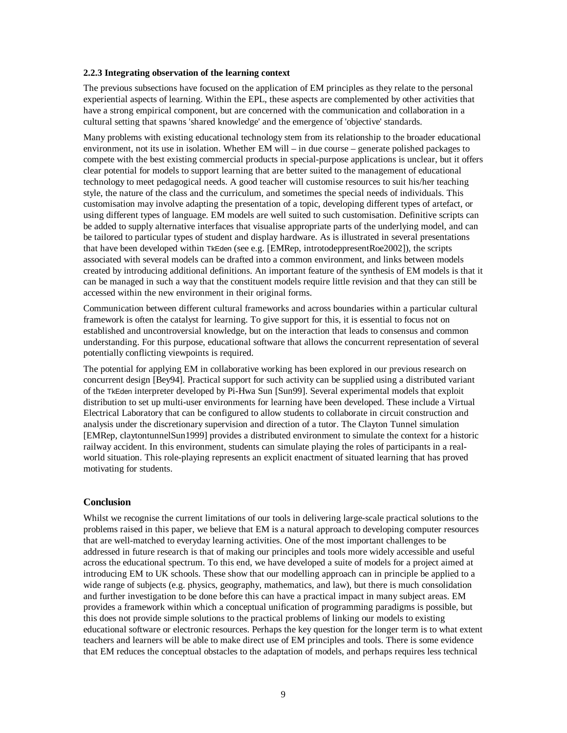### 2.2.3 Integrating observation of the learning context

The previous subsections have focused on the application of EM principles as they relate to the personal experiential aspects of learning. Within the EPL, these aspects are complemented by other activities that have a strong empirical component, but are concerned with the communication and collaboration in a cultural setting that spawns 'shared knowledge' and the emergence of 'objective' standards.

Many problems with existing educational technology stem from its relationship to the broader educational environment, not its use in isolation. Whether EM will – in due course – generate polished packages to compete with the best existing commercial products in special-purpose applications is unclear, but it offers clear potential for models to support learning that are better suited to the management of educational technology to meet pedagogical needs. A good teacher will customise resources to suit his/her teaching style, the nature of the class and the curriculum, and sometimes the special needs of individuals. This customisation may involve adapting the presentation of a topic, developing different types of artefact, or using different types of language. EM models are well suited to such customisation. Definitive scripts can be added to supply alternative interfaces that visualise appropriate parts of the underlying model, and can be tailored to particular types of student and display hardware. As is illustrated in several presentations that have been developed within TkEden (see e.g. [EMRep, introtodeppresentRoe2002]), the scripts associated with several models can be drafted into a common environment, and links between models created by introducing additional definitions. An important feature of the synthesis of EM models is that it can be managed in such a way that the constituent models require little revision and that they can still be accessed within the new environment in their original forms.

Communication between different cultural frameworks and across boundaries within a particular cultural framework is often the catalyst for learning. To give support for this, it is essential to focus not on established and uncontroversial knowledge, but on the interaction that leads to consensus and common understanding. For this purpose, educational software that allows the concurrent representation of several potentially conflicting viewpoints is required.

The potential for applying EM in collaborative working has been explored in our previous research on concurrent design [Bey94]. Practical support for such activity can be supplied using a distributed variant of the TkEden interpreter developed by Pi-Hwa Sun [Sun99]. Several experimental models that exploit distribution to set up multi-user environments for learning have been developed. These include a Virtual Electrical Laboratory that can be configured to allow students to collaborate in circuit construction and analysis under the discretionary supervision and direction of a tutor. The Clayton Tunnel simulation [EMRep, claytontunnelSun1999] provides a distributed environment to simulate the context for a historic railway accident. In this environment, students can simulate playing the roles of participants in a real-world situation. This role-playing represents an explicit enactment of situated learning that has proved motivating for students.

## Conclusion

Whilst we recognise the current limitations of our tools in delivering large-scale practical solutions to the problems raised in this paper, we believe that EM is a natural approach to developing computer resources that are well-matched to everyday learning activities. One of the most important challenges to be addressed in future research is that of making our principles and tools more widely accessible and useful across the educational spectrum. To this end, we have developed a suite of models for a project aimed at introducing EM to UK schools. These show that our modelling approach can in principle be applied to a wide range of subjects (e.g. physics, geography, mathematics, and law), but there is much consolidation and further investigation to be done before this can have a practical impact in many subject areas. EM provides a framework within which a conceptual unification of programming paradigms is possible, but this does not provide simple solutions to the practical problems of linking our models to existing educational software or electronic resources. Perhaps the key question for the longer term is to what extent teachers and learners will be able to make direct use of EM principles and tools. There is some evidence that EM reduces the conceptual obstacles to the adaptation of models, and perhaps requires less technical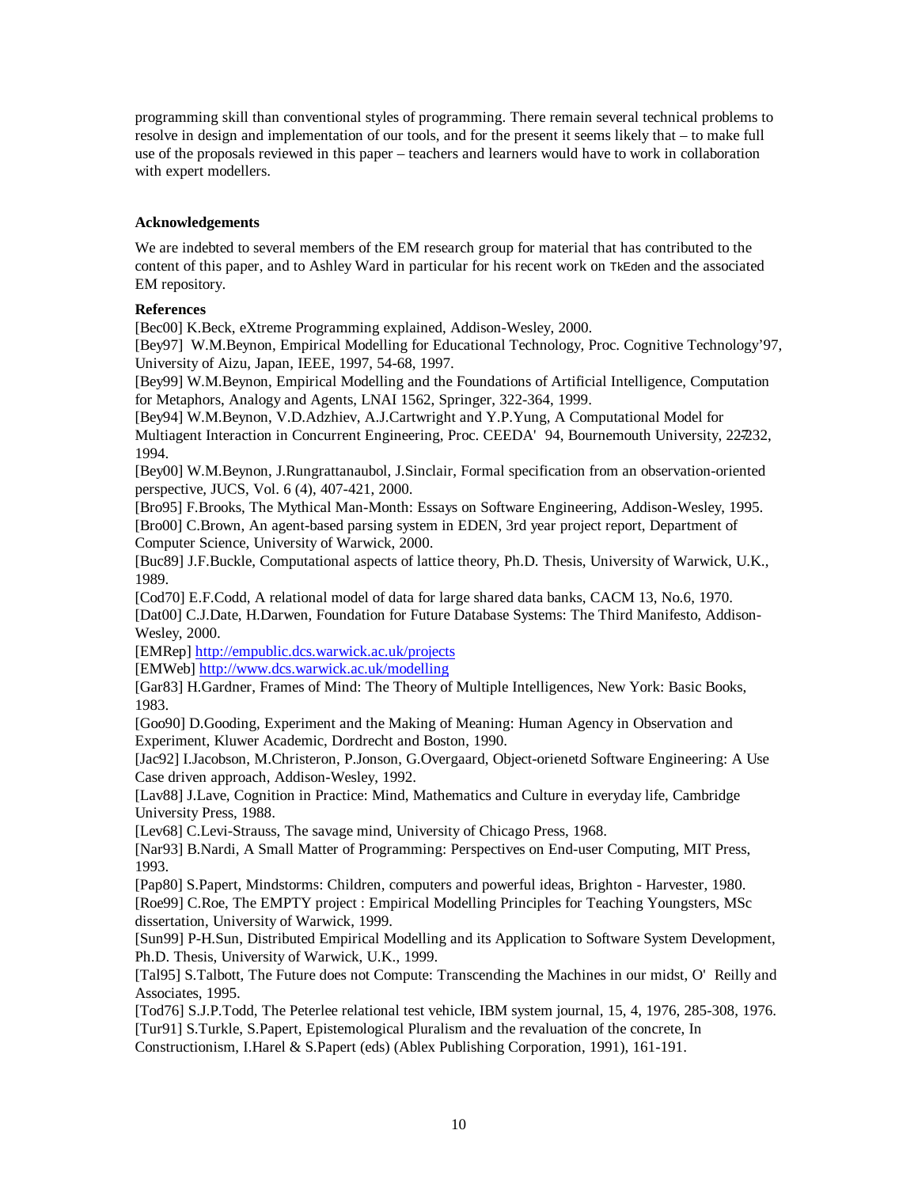programming skill than conventional styles of programming. There remain several technical problems to resolve in design and implementation of our tools, and for the present it seems likely that – to make full use of the proposals reviewed in this paper – teachers and learners would have to work in collaboration with expert modellers.

### Acknowledgements

We are indebted to several members of the EM research group for material that has contributed to the content of this paper, and to Ashley Ward in particular for his recent work on TkEden and the associated EM repository.

### References

[Bec00] K.Beck, eXtreme Programming explained, Addison-Wesley, 2000.

[Bey97] W.M.Beynon, Empirical Modelling for Educational Technology, Proc. Cognitive Technology'97, University of Aizu, Japan, IEEE, 1997, 54-68, 1997.

[Bey99] W.M.Beynon, Empirical Modelling and the Foundations of Artificial Intelligence, Computation for Metaphors, Analogy and Agents, LNAI 1562, Springer, 322-364, 1999.

[Bey94] W.M.Beynon, V.D.Adzhiev, A.J.Cartwright and Y.P.Yung, A Computational Model for Multiagent Interaction in Concurrent Engineering, Proc. CEEDA' 94, Bournemouth University, 227-232, 1994.

[Bey00] W.M.Beynon, J.Rungrattanaubol, J.Sinclair, Formal specification from an observation-oriented perspective, JUCS, Vol. 6 (4), 407-421, 2000.

[Bro95] F.Brooks, The Mythical Man-Month: Essays on Software Engineering, Addison-Wesley, 1995.

[Bro00] C.Brown, An agent-based parsing system in EDEN, 3rd year project report, Department of Computer Science, University of Warwick, 2000.

[Buc89] J.F.Buckle, Computational aspects of lattice theory, Ph.D. Thesis, University of Warwick, U.K., 1989.

[Cod70] E.F.Codd, A relational model of data for large shared data banks, CACM 13, No.6, 1970.

[Dat00] C.J.Date, H.Darwen, Foundation for Future Database Systems: The Third Manifesto, Addison-Wesley, 2000.

[EMRep] http://empublic.dcs.warwick.ac.uk/projects

[EMWeb] http://www.dcs.warwick.ac.uk/modelling

[Gar83] H.Gardner, Frames of Mind: The Theory of Multiple Intelligences, New York: Basic Books, 1983.

[Goo90] D.Gooding, Experiment and the Making of Meaning: Human Agency in Observation and Experiment, Kluwer Academic, Dordrecht and Boston, 1990.

[Jac92] I.Jacobson, M.Christeron, P.Jonson, G.Overgaard, Object-orienetd Software Engineering: A Use Case driven approach, Addison-Wesley, 1992.

[Lav88] J.Lave, Cognition in Practice: Mind, Mathematics and Culture in everyday life, Cambridge University Press, 1988.

[Lev68] C.Levi-Strauss, The savage mind, University of Chicago Press, 1968.

[Nar93] B.Nardi, A Small Matter of Programming: Perspectives on End-user Computing, MIT Press, 1993.

[Pap80] S.Papert, Mindstorms: Children, computers and powerful ideas, Brighton - Harvester, 1980.

[Roe99] C.Roe, The EMPTY project : Empirical Modelling Principles for Teaching Youngsters, MSc dissertation, University of Warwick, 1999.

[Sun99] P-H.Sun, Distributed Empirical Modelling and its Application to Software System Development, Ph.D. Thesis, University of Warwick, U.K., 1999.

[Tal95] S.Talbott, The Future does not Compute: Transcending the Machines in our midst, O' Reilly and Associates, 1995.

[Tod76] S.J.P.Todd, The Peterlee relational test vehicle, IBM system journal, 15, 4, 1976, 285-308, 1976.

[Tur91] S.Turkle, S.Papert, Epistemological Pluralism and the revaluation of the concrete, In Constructionism, I.Harel & S.Papert (eds) (Ablex Publishing Corporation, 1991), 161-191.